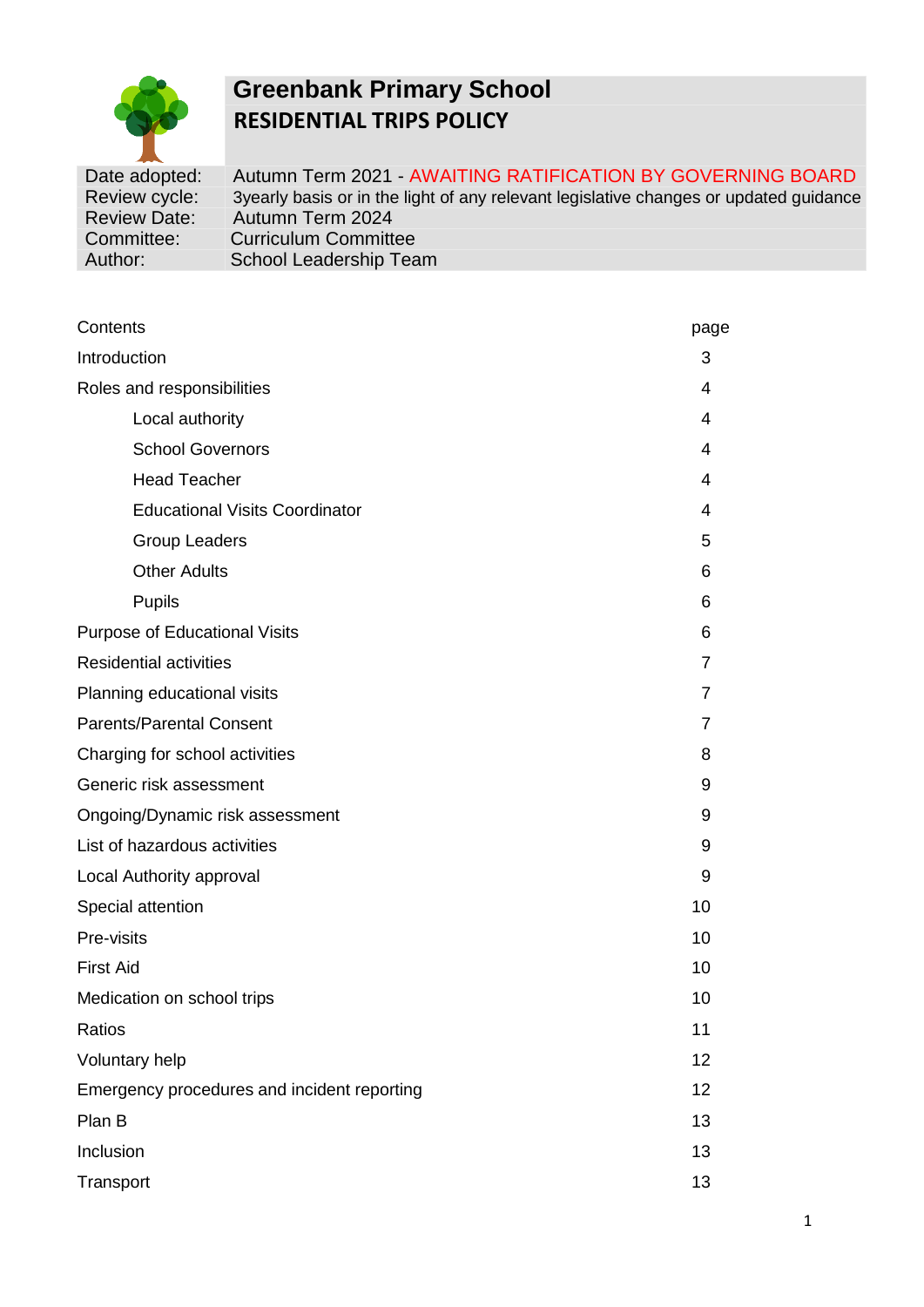# Greenbank Primary School

## RESIDENTIAL TRIPS POLICY

| | |
|---|---|
| Date adopted: | Autumn Term 2021 - AWAITING RATIFICATION BY GOVERNING BOARD |
| Review cycle: | 3yearly basis or in the light of any relevant legislative changes or updated guidance |
| Review Date: | Autumn Term 2024 |
| Committee: | Curriculum Committee |
| Author: | School Leadership Team |

| Contents | page |
|---|---|
| Introduction | 3 |
| Roles and responsibilities | 4 |
| Local authority | 4 |
| School Governors | 4 |
| Head Teacher | 4 |
| Educational Visits Coordinator | 4 |
| Group Leaders | 5 |
| Other Adults | 6 |
| Pupils | 6 |
| Purpose of Educational Visits | 6 |
| Residential activities | 7 |
| Planning educational visits | 7 |
| Parents/Parental Consent | 7 |
| Charging for school activities | 8 |
| Generic risk assessment | 9 |
| Ongoing/Dynamic risk assessment | 9 |
| List of hazardous activities | 9 |
| Local Authority approval | 9 |
| Special attention | 10 |
| Pre-visits | 10 |
| First Aid | 10 |
| Medication on school trips | 10 |
| Ratios | 11 |
| Voluntary help | 12 |
| Emergency procedures and incident reporting | 12 |
| Plan B | 13 |
| Inclusion | 13 |
| Transport | 13 |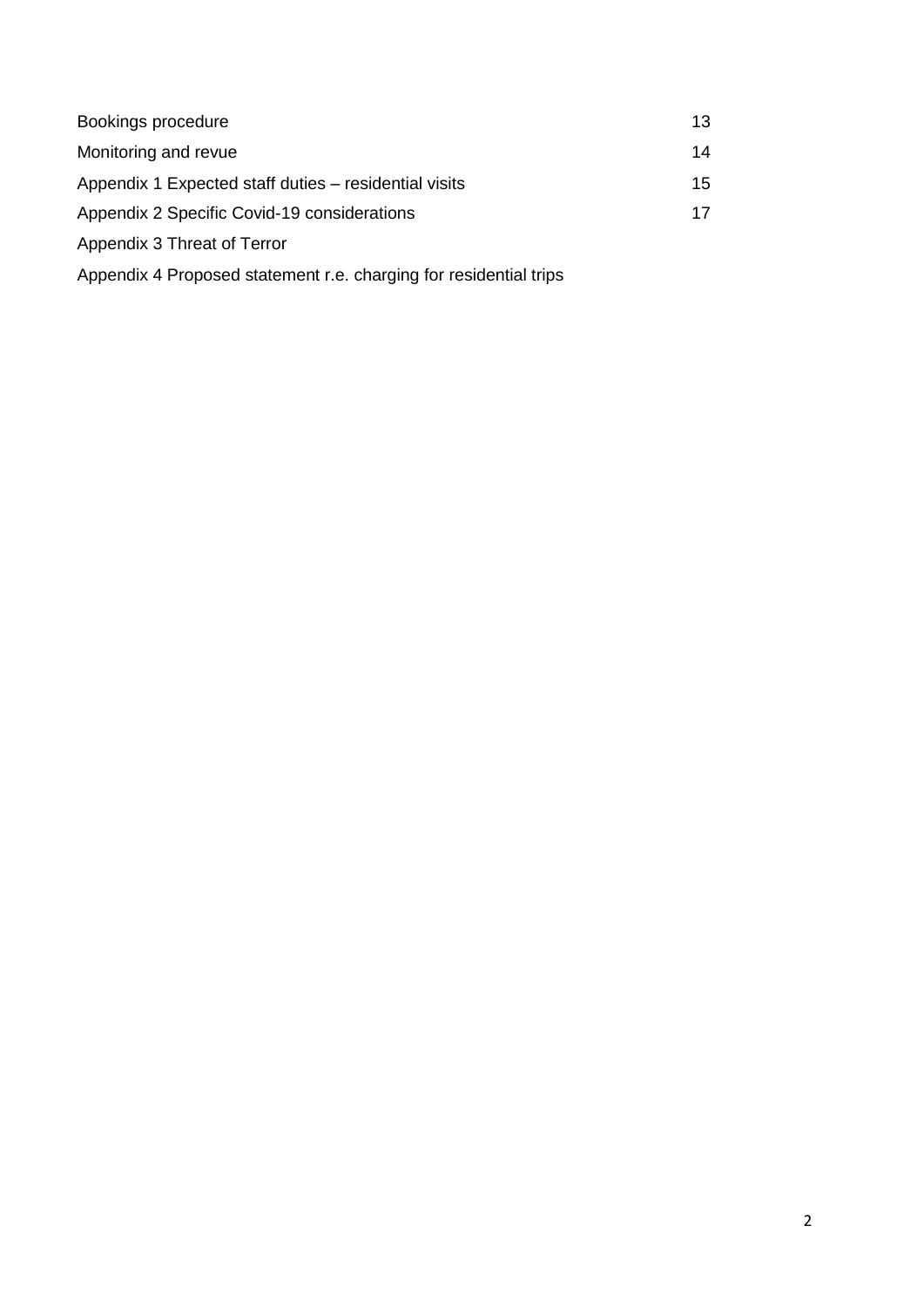| | |
|---|---|
| Bookings procedure | 13 |
| Monitoring and revue | 14 |
| Appendix 1 Expected staff duties – residential visits | 15 |
| Appendix 2 Specific Covid-19 considerations | 17 |
| Appendix 3 Threat of Terror | |
| Appendix 4 Proposed statement r.e. charging for residential trips | |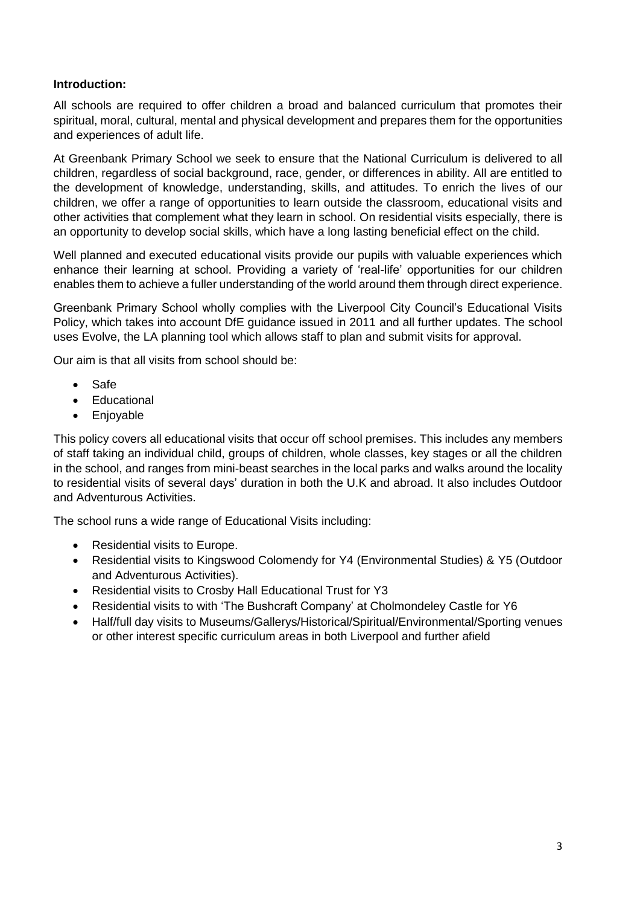**Introduction:**

All schools are required to offer children a broad and balanced curriculum that promotes their spiritual, moral, cultural, mental and physical development and prepares them for the opportunities and experiences of adult life.

At Greenbank Primary School we seek to ensure that the National Curriculum is delivered to all children, regardless of social background, race, gender, or differences in ability. All are entitled to the development of knowledge, understanding, skills, and attitudes. To enrich the lives of our children, we offer a range of opportunities to learn outside the classroom, educational visits and other activities that complement what they learn in school. On residential visits especially, there is an opportunity to develop social skills, which have a long lasting beneficial effect on the child.

Well planned and executed educational visits provide our pupils with valuable experiences which enhance their learning at school. Providing a variety of 'real-life' opportunities for our children enables them to achieve a fuller understanding of the world around them through direct experience.

Greenbank Primary School wholly complies with the Liverpool City Council's Educational Visits Policy, which takes into account DfE guidance issued in 2011 and all further updates. The school uses Evolve, the LA planning tool which allows staff to plan and submit visits for approval.

Our aim is that all visits from school should be:

- Safe
- Educational
- Enjoyable

This policy covers all educational visits that occur off school premises. This includes any members of staff taking an individual child, groups of children, whole classes, key stages or all the children in the school, and ranges from mini-beast searches in the local parks and walks around the locality to residential visits of several days' duration in both the U.K and abroad. It also includes Outdoor and Adventurous Activities.

The school runs a wide range of Educational Visits including:

- Residential visits to Europe.
- Residential visits to Kingswood Colomendy for Y4 (Environmental Studies) & Y5 (Outdoor and Adventurous Activities).
- Residential visits to Crosby Hall Educational Trust for Y3
- Residential visits to with 'The Bushcraft Company' at Cholmondeley Castle for Y6
- Half/full day visits to Museums/Gallerys/Historical/Spiritual/Environmental/Sporting venues or other interest specific curriculum areas in both Liverpool and further afield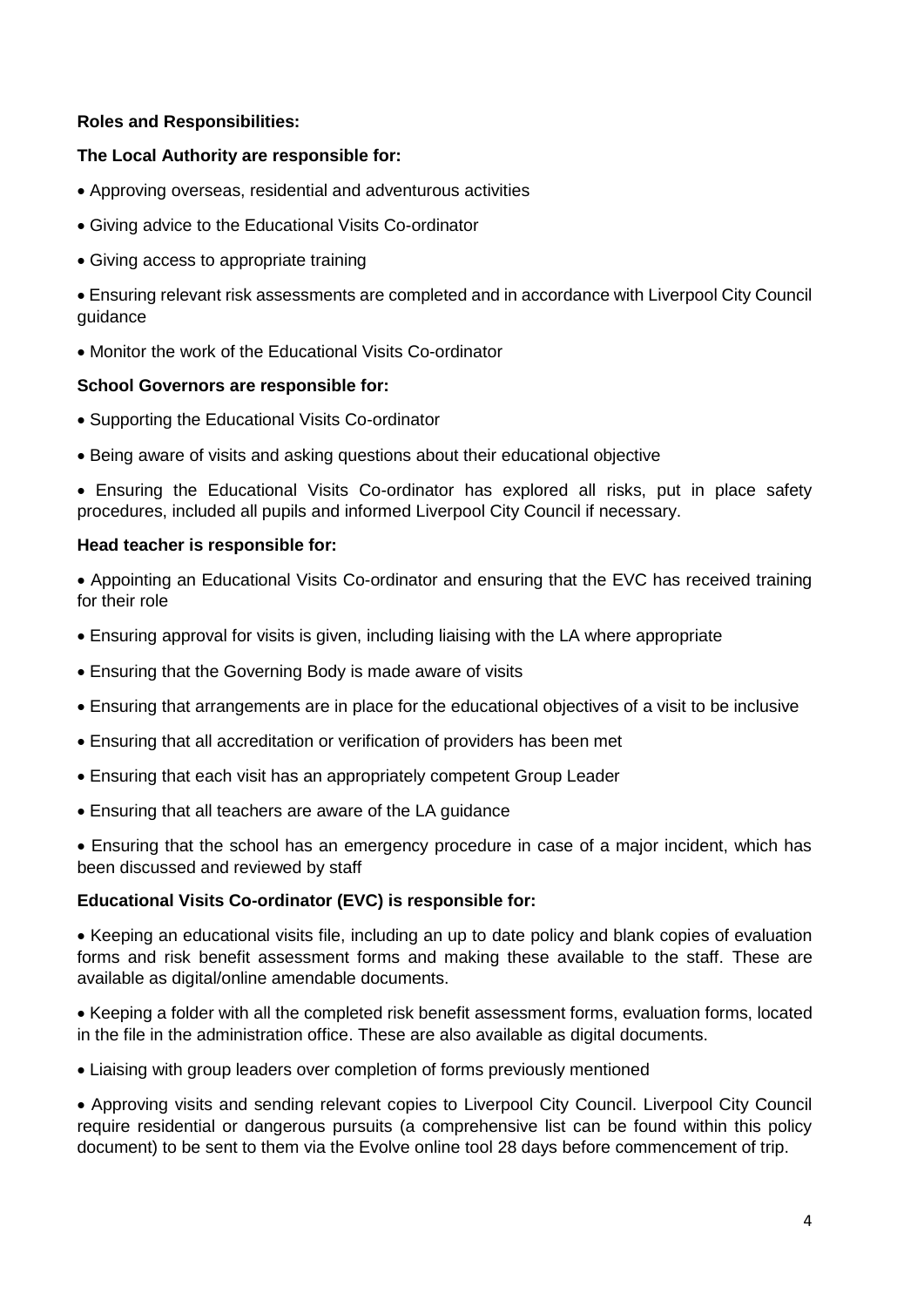**Roles and Responsibilities:**

**The Local Authority are responsible for:**

- Approving overseas, residential and adventurous activities
- Giving advice to the Educational Visits Co-ordinator
- Giving access to appropriate training
- Ensuring relevant risk assessments are completed and in accordance with Liverpool City Council guidance
- Monitor the work of the Educational Visits Co-ordinator

**School Governors are responsible for:**

- Supporting the Educational Visits Co-ordinator
- Being aware of visits and asking questions about their educational objective
- Ensuring the Educational Visits Co-ordinator has explored all risks, put in place safety procedures, included all pupils and informed Liverpool City Council if necessary.

**Head teacher is responsible for:**

- Appointing an Educational Visits Co-ordinator and ensuring that the EVC has received training for their role
- Ensuring approval for visits is given, including liaising with the LA where appropriate
- Ensuring that the Governing Body is made aware of visits
- Ensuring that arrangements are in place for the educational objectives of a visit to be inclusive
- Ensuring that all accreditation or verification of providers has been met
- Ensuring that each visit has an appropriately competent Group Leader
- Ensuring that all teachers are aware of the LA guidance
- Ensuring that the school has an emergency procedure in case of a major incident, which has been discussed and reviewed by staff

**Educational Visits Co-ordinator (EVC) is responsible for:**

- Keeping an educational visits file, including an up to date policy and blank copies of evaluation forms and risk benefit assessment forms and making these available to the staff. These are available as digital/online amendable documents.
- Keeping a folder with all the completed risk benefit assessment forms, evaluation forms, located in the file in the administration office. These are also available as digital documents.
- Liaising with group leaders over completion of forms previously mentioned
- Approving visits and sending relevant copies to Liverpool City Council. Liverpool City Council require residential or dangerous pursuits (a comprehensive list can be found within this policy document) to be sent to them via the Evolve online tool 28 days before commencement of trip.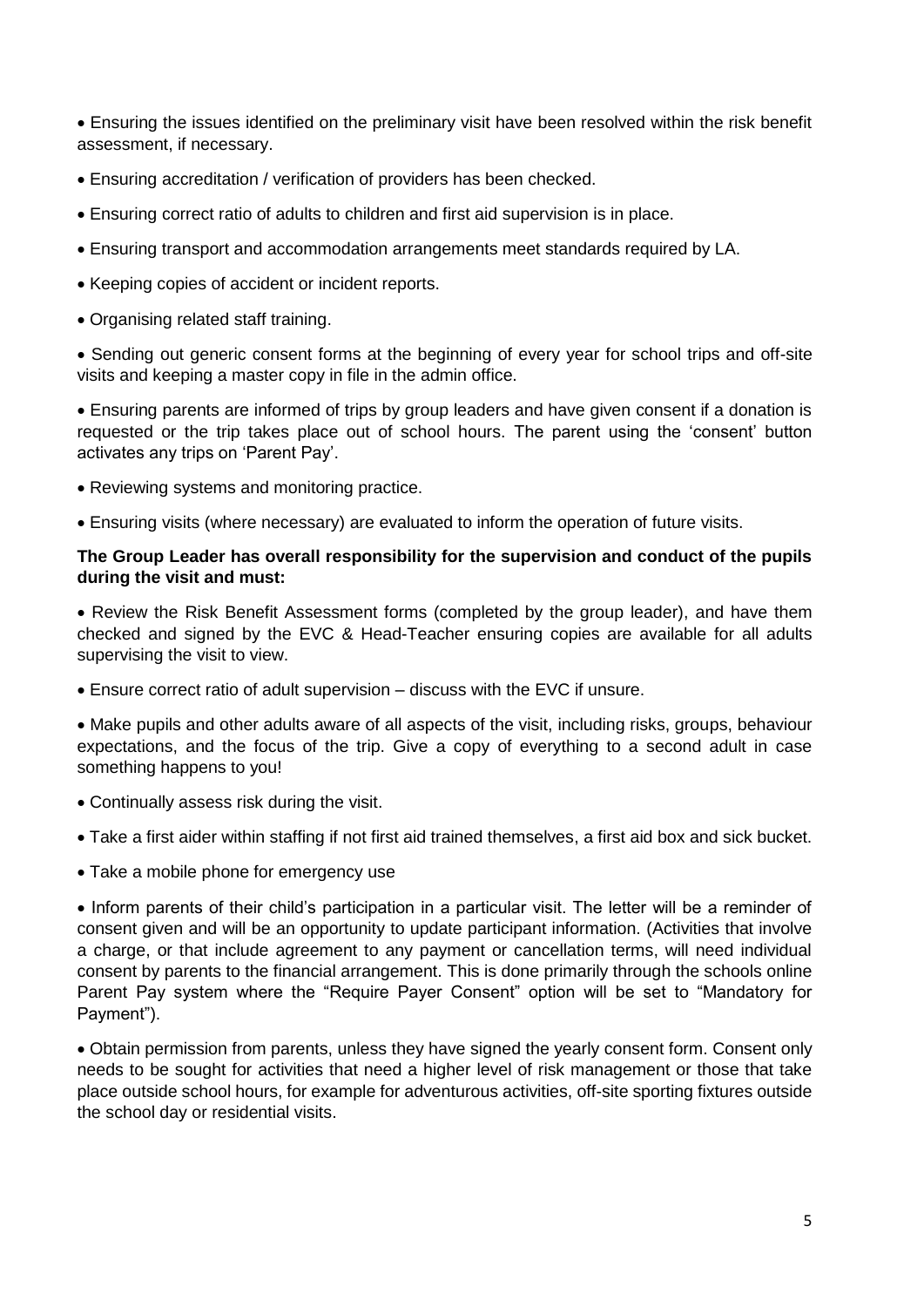- Ensuring the issues identified on the preliminary visit have been resolved within the risk benefit assessment, if necessary.
- Ensuring accreditation / verification of providers has been checked.
- Ensuring correct ratio of adults to children and first aid supervision is in place.
- Ensuring transport and accommodation arrangements meet standards required by LA.
- Keeping copies of accident or incident reports.
- Organising related staff training.
- Sending out generic consent forms at the beginning of every year for school trips and off-site visits and keeping a master copy in file in the admin office.
- Ensuring parents are informed of trips by group leaders and have given consent if a donation is requested or the trip takes place out of school hours. The parent using the 'consent' button activates any trips on 'Parent Pay'.
- Reviewing systems and monitoring practice.
- Ensuring visits (where necessary) are evaluated to inform the operation of future visits.

**The Group Leader has overall responsibility for the supervision and conduct of the pupils during the visit and must:**

- Review the Risk Benefit Assessment forms (completed by the group leader), and have them checked and signed by the EVC & Head-Teacher ensuring copies are available for all adults supervising the visit to view.
- Ensure correct ratio of adult supervision – discuss with the EVC if unsure.
- Make pupils and other adults aware of all aspects of the visit, including risks, groups, behaviour expectations, and the focus of the trip. Give a copy of everything to a second adult in case something happens to you!
- Continually assess risk during the visit.
- Take a first aider within staffing if not first aid trained themselves, a first aid box and sick bucket.
- Take a mobile phone for emergency use
- Inform parents of their child's participation in a particular visit. The letter will be a reminder of consent given and will be an opportunity to update participant information. (Activities that involve a charge, or that include agreement to any payment or cancellation terms, will need individual consent by parents to the financial arrangement. This is done primarily through the schools online Parent Pay system where the "Require Payer Consent" option will be set to "Mandatory for Payment").
- Obtain permission from parents, unless they have signed the yearly consent form. Consent only needs to be sought for activities that need a higher level of risk management or those that take place outside school hours, for example for adventurous activities, off-site sporting fixtures outside the school day or residential visits.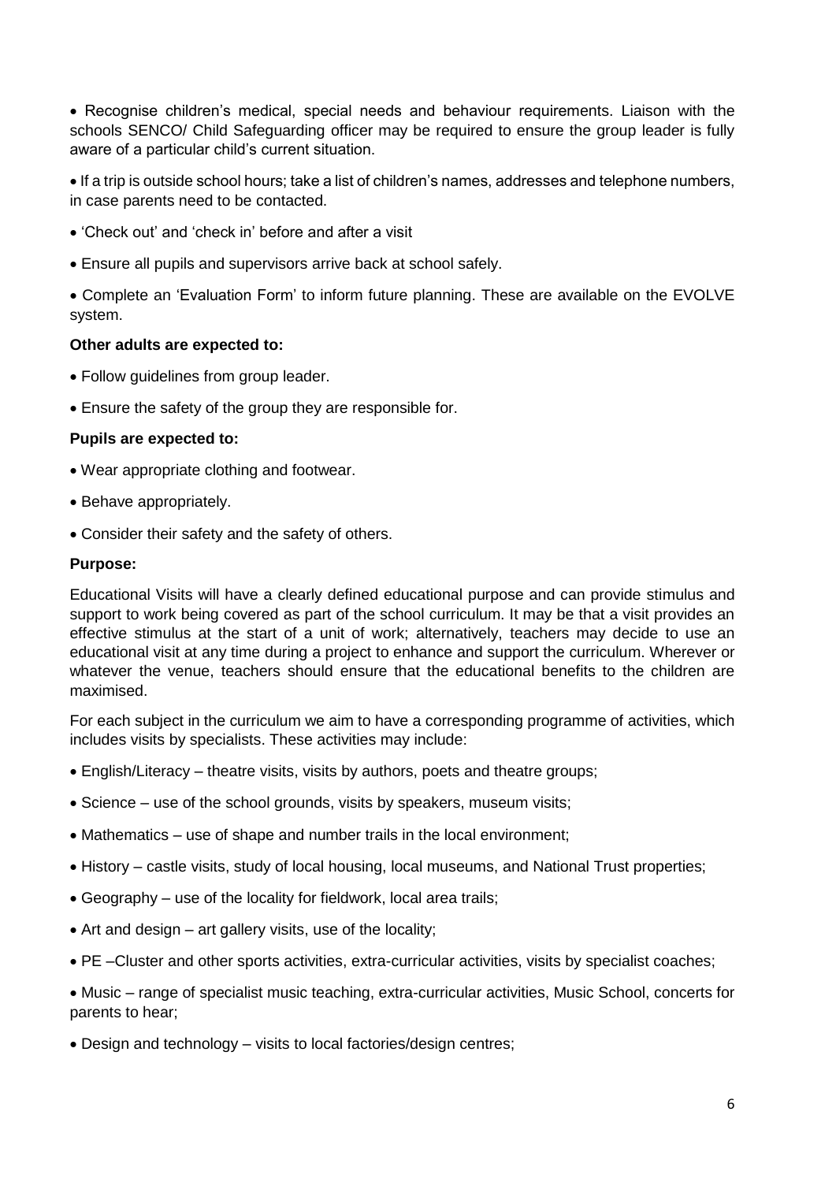- Recognise children's medical, special needs and behaviour requirements. Liaison with the schools SENCO/ Child Safeguarding officer may be required to ensure the group leader is fully aware of a particular child's current situation.
- If a trip is outside school hours; take a list of children's names, addresses and telephone numbers, in case parents need to be contacted.
- 'Check out' and 'check in' before and after a visit
- Ensure all pupils and supervisors arrive back at school safely.
- Complete an 'Evaluation Form' to inform future planning. These are available on the EVOLVE system.

**Other adults are expected to:**

- Follow guidelines from group leader.
- Ensure the safety of the group they are responsible for.

**Pupils are expected to:**

- Wear appropriate clothing and footwear.
- Behave appropriately.
- Consider their safety and the safety of others.

**Purpose:**

Educational Visits will have a clearly defined educational purpose and can provide stimulus and support to work being covered as part of the school curriculum. It may be that a visit provides an effective stimulus at the start of a unit of work; alternatively, teachers may decide to use an educational visit at any time during a project to enhance and support the curriculum. Wherever or whatever the venue, teachers should ensure that the educational benefits to the children are maximised.

For each subject in the curriculum we aim to have a corresponding programme of activities, which includes visits by specialists. These activities may include:

- English/Literacy – theatre visits, visits by authors, poets and theatre groups;
- Science – use of the school grounds, visits by speakers, museum visits;
- Mathematics – use of shape and number trails in the local environment;
- History – castle visits, study of local housing, local museums, and National Trust properties;
- Geography – use of the locality for fieldwork, local area trails;
- Art and design – art gallery visits, use of the locality;
- PE –Cluster and other sports activities, extra-curricular activities, visits by specialist coaches;
- Music – range of specialist music teaching, extra-curricular activities, Music School, concerts for parents to hear;
- Design and technology – visits to local factories/design centres;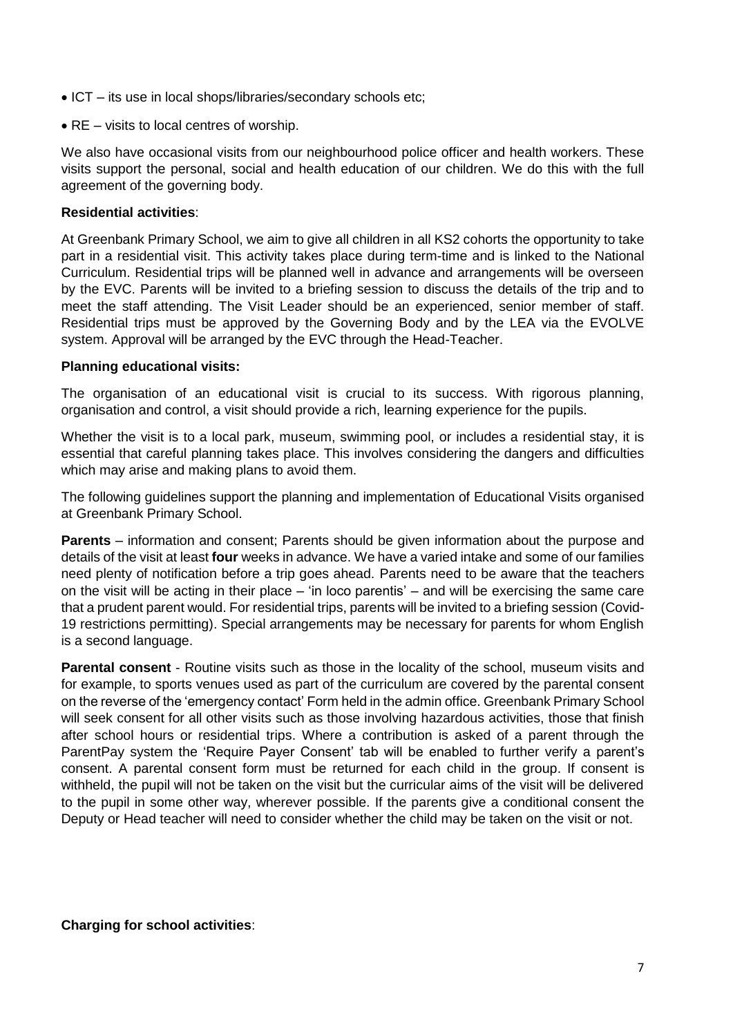- ICT – its use in local shops/libraries/secondary schools etc;
- RE – visits to local centres of worship.

We also have occasional visits from our neighbourhood police officer and health workers. These visits support the personal, social and health education of our children. We do this with the full agreement of the governing body.

**Residential activities**:

At Greenbank Primary School, we aim to give all children in all KS2 cohorts the opportunity to take part in a residential visit. This activity takes place during term-time and is linked to the National Curriculum. Residential trips will be planned well in advance and arrangements will be overseen by the EVC. Parents will be invited to a briefing session to discuss the details of the trip and to meet the staff attending. The Visit Leader should be an experienced, senior member of staff. Residential trips must be approved by the Governing Body and by the LEA via the EVOLVE system. Approval will be arranged by the EVC through the Head-Teacher.

**Planning educational visits:**

The organisation of an educational visit is crucial to its success. With rigorous planning, organisation and control, a visit should provide a rich, learning experience for the pupils.

Whether the visit is to a local park, museum, swimming pool, or includes a residential stay, it is essential that careful planning takes place. This involves considering the dangers and difficulties which may arise and making plans to avoid them.

The following guidelines support the planning and implementation of Educational Visits organised at Greenbank Primary School.

**Parents** – information and consent; Parents should be given information about the purpose and details of the visit at least **four** weeks in advance. We have a varied intake and some of our families need plenty of notification before a trip goes ahead. Parents need to be aware that the teachers on the visit will be acting in their place – 'in loco parentis' – and will be exercising the same care that a prudent parent would. For residential trips, parents will be invited to a briefing session (Covid-19 restrictions permitting). Special arrangements may be necessary for parents for whom English is a second language.

**Parental consent** - Routine visits such as those in the locality of the school, museum visits and for example, to sports venues used as part of the curriculum are covered by the parental consent on the reverse of the 'emergency contact' Form held in the admin office. Greenbank Primary School will seek consent for all other visits such as those involving hazardous activities, those that finish after school hours or residential trips. Where a contribution is asked of a parent through the ParentPay system the 'Require Payer Consent' tab will be enabled to further verify a parent's consent. A parental consent form must be returned for each child in the group. If consent is withheld, the pupil will not be taken on the visit but the curricular aims of the visit will be delivered to the pupil in some other way, wherever possible. If the parents give a conditional consent the Deputy or Head teacher will need to consider whether the child may be taken on the visit or not.

**Charging for school activities**: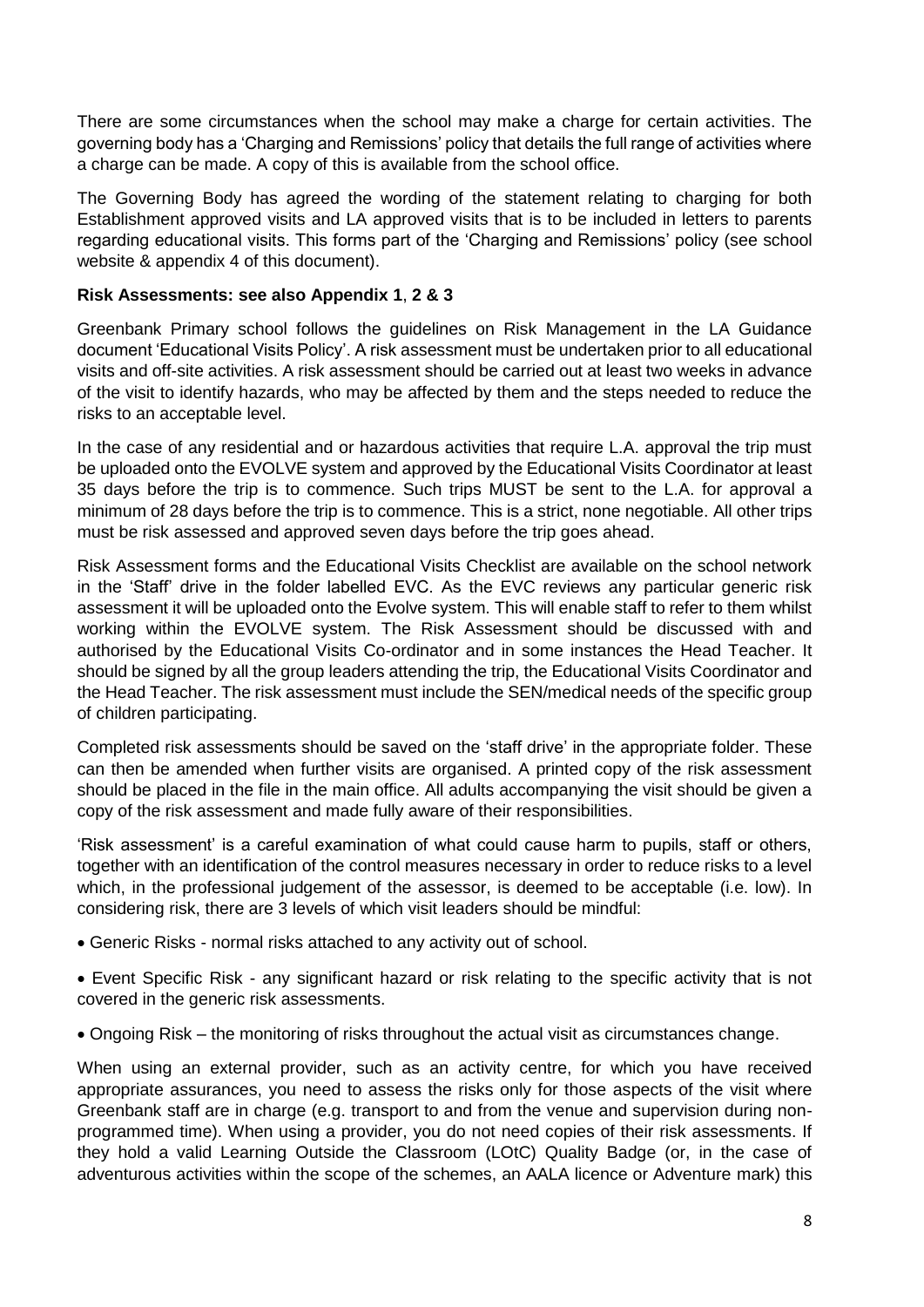There are some circumstances when the school may make a charge for certain activities. The governing body has a 'Charging and Remissions' policy that details the full range of activities where a charge can be made. A copy of this is available from the school office.

The Governing Body has agreed the wording of the statement relating to charging for both Establishment approved visits and LA approved visits that is to be included in letters to parents regarding educational visits. This forms part of the 'Charging and Remissions' policy (see school website & appendix 4 of this document).

**Risk Assessments: see also Appendix 1**, **2 & 3**

Greenbank Primary school follows the guidelines on Risk Management in the LA Guidance document 'Educational Visits Policy'. A risk assessment must be undertaken prior to all educational visits and off-site activities. A risk assessment should be carried out at least two weeks in advance of the visit to identify hazards, who may be affected by them and the steps needed to reduce the risks to an acceptable level.

In the case of any residential and or hazardous activities that require L.A. approval the trip must be uploaded onto the EVOLVE system and approved by the Educational Visits Coordinator at least 35 days before the trip is to commence. Such trips MUST be sent to the L.A. for approval a minimum of 28 days before the trip is to commence. This is a strict, none negotiable. All other trips must be risk assessed and approved seven days before the trip goes ahead.

Risk Assessment forms and the Educational Visits Checklist are available on the school network in the 'Staff' drive in the folder labelled EVC. As the EVC reviews any particular generic risk assessment it will be uploaded onto the Evolve system. This will enable staff to refer to them whilst working within the EVOLVE system. The Risk Assessment should be discussed with and authorised by the Educational Visits Co-ordinator and in some instances the Head Teacher. It should be signed by all the group leaders attending the trip, the Educational Visits Coordinator and the Head Teacher. The risk assessment must include the SEN/medical needs of the specific group of children participating.

Completed risk assessments should be saved on the 'staff drive' in the appropriate folder. These can then be amended when further visits are organised. A printed copy of the risk assessment should be placed in the file in the main office. All adults accompanying the visit should be given a copy of the risk assessment and made fully aware of their responsibilities.

'Risk assessment' is a careful examination of what could cause harm to pupils, staff or others, together with an identification of the control measures necessary in order to reduce risks to a level which, in the professional judgement of the assessor, is deemed to be acceptable (i.e. low). In considering risk, there are 3 levels of which visit leaders should be mindful:

- Generic Risks - normal risks attached to any activity out of school.
- Event Specific Risk - any significant hazard or risk relating to the specific activity that is not covered in the generic risk assessments.
- Ongoing Risk – the monitoring of risks throughout the actual visit as circumstances change.

When using an external provider, such as an activity centre, for which you have received appropriate assurances, you need to assess the risks only for those aspects of the visit where Greenbank staff are in charge (e.g. transport to and from the venue and supervision during non-programmed time). When using a provider, you do not need copies of their risk assessments. If they hold a valid Learning Outside the Classroom (LOtC) Quality Badge (or, in the case of adventurous activities within the scope of the schemes, an AALA licence or Adventure mark) this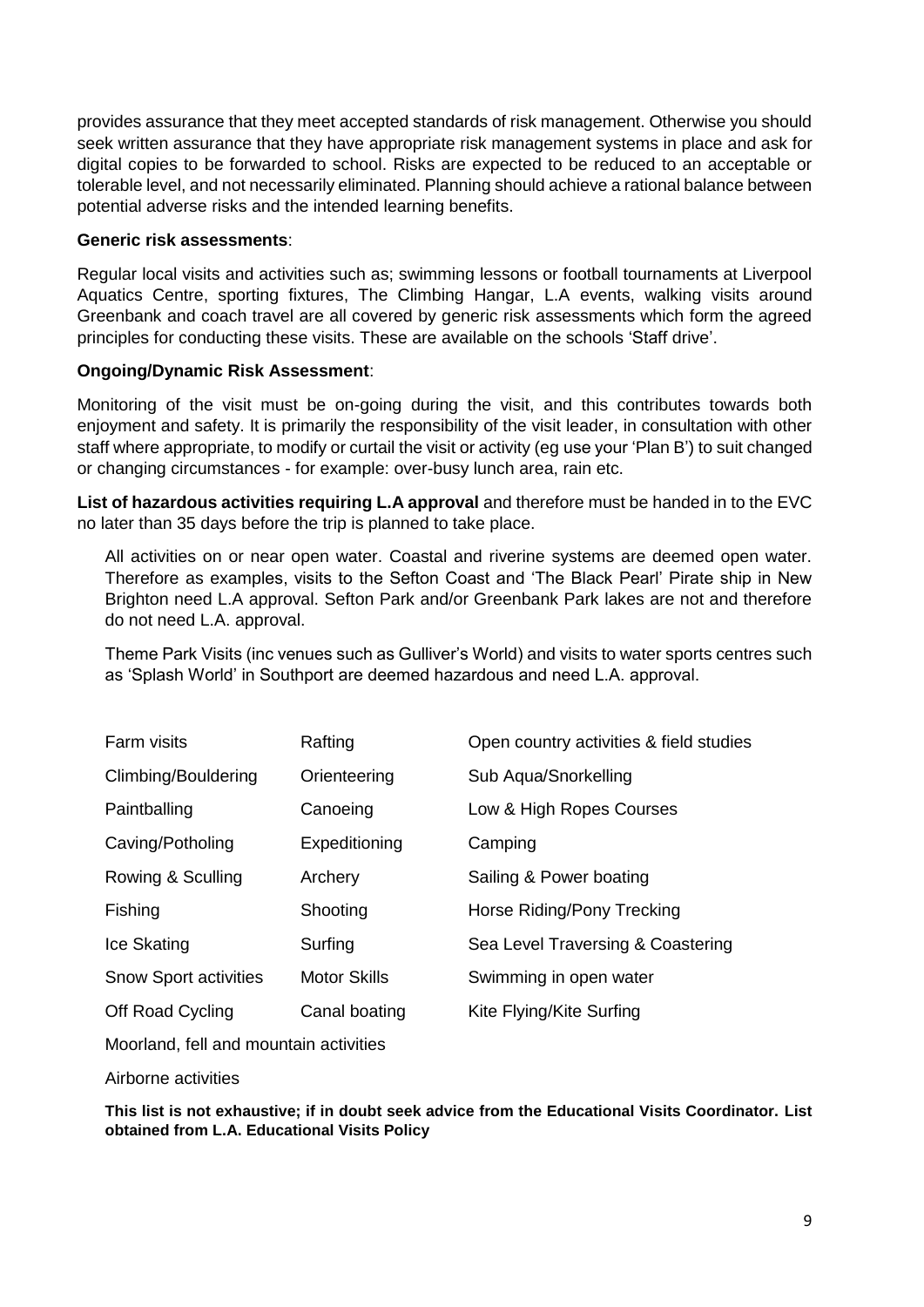provides assurance that they meet accepted standards of risk management. Otherwise you should seek written assurance that they have appropriate risk management systems in place and ask for digital copies to be forwarded to school. Risks are expected to be reduced to an acceptable or tolerable level, and not necessarily eliminated. Planning should achieve a rational balance between potential adverse risks and the intended learning benefits.

**Generic risk assessments**:

Regular local visits and activities such as; swimming lessons or football tournaments at Liverpool Aquatics Centre, sporting fixtures, The Climbing Hangar, L.A events, walking visits around Greenbank and coach travel are all covered by generic risk assessments which form the agreed principles for conducting these visits. These are available on the schools 'Staff drive'.

**Ongoing/Dynamic Risk Assessment**:

Monitoring of the visit must be on-going during the visit, and this contributes towards both enjoyment and safety. It is primarily the responsibility of the visit leader, in consultation with other staff where appropriate, to modify or curtail the visit or activity (eg use your 'Plan B') to suit changed or changing circumstances - for example: over-busy lunch area, rain etc.

**List of hazardous activities requiring L.A approval** and therefore must be handed in to the EVC no later than 35 days before the trip is planned to take place.

All activities on or near open water. Coastal and riverine systems are deemed open water. Therefore as examples, visits to the Sefton Coast and 'The Black Pearl' Pirate ship in New Brighton need L.A approval. Sefton Park and/or Greenbank Park lakes are not and therefore do not need L.A. approval.

Theme Park Visits (inc venues such as Gulliver's World) and visits to water sports centres such as 'Splash World' in Southport are deemed hazardous and need L.A. approval.

| | | |
|---|---|---|
| Farm visits | Rafting | Open country activities & field studies |
| Climbing/Bouldering | Orienteering | Sub Aqua/Snorkelling |
| Paintballing | Canoeing | Low & High Ropes Courses |
| Caving/Potholing | Expeditioning | Camping |
| Rowing & Sculling | Archery | Sailing & Power boating |
| Fishing | Shooting | Horse Riding/Pony Trecking |
| Ice Skating | Surfing | Sea Level Traversing & Coastering |
| Snow Sport activities | Motor Skills | Swimming in open water |
| Off Road Cycling | Canal boating | Kite Flying/Kite Surfing |

Moorland, fell and mountain activities

Airborne activities

**This list is not exhaustive; if in doubt seek advice from the Educational Visits Coordinator. List obtained from L.A. Educational Visits Policy**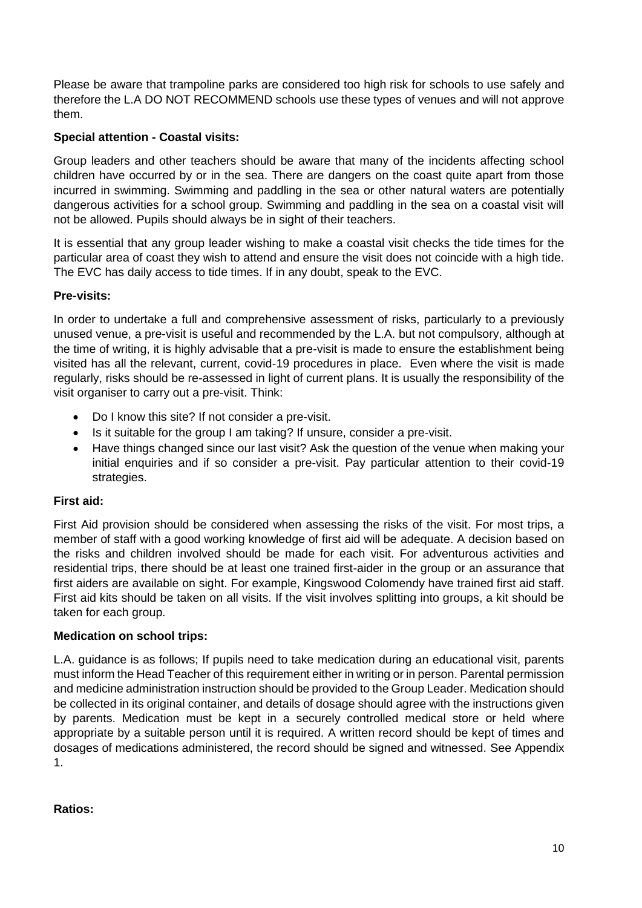Please be aware that trampoline parks are considered too high risk for schools to use safely and therefore the L.A DO NOT RECOMMEND schools use these types of venues and will not approve them.

**Special attention - Coastal visits:**

Group leaders and other teachers should be aware that many of the incidents affecting school children have occurred by or in the sea. There are dangers on the coast quite apart from those incurred in swimming. Swimming and paddling in the sea or other natural waters are potentially dangerous activities for a school group. Swimming and paddling in the sea on a coastal visit will not be allowed. Pupils should always be in sight of their teachers.

It is essential that any group leader wishing to make a coastal visit checks the tide times for the particular area of coast they wish to attend and ensure the visit does not coincide with a high tide. The EVC has daily access to tide times. If in any doubt, speak to the EVC.

**Pre-visits:**

In order to undertake a full and comprehensive assessment of risks, particularly to a previously unused venue, a pre-visit is useful and recommended by the L.A. but not compulsory, although at the time of writing, it is highly advisable that a pre-visit is made to ensure the establishment being visited has all the relevant, current, covid-19 procedures in place. Even where the visit is made regularly, risks should be re-assessed in light of current plans. It is usually the responsibility of the visit organiser to carry out a pre-visit. Think:

- Do I know this site? If not consider a pre-visit.
- Is it suitable for the group I am taking? If unsure, consider a pre-visit.
- Have things changed since our last visit? Ask the question of the venue when making your initial enquiries and if so consider a pre-visit. Pay particular attention to their covid-19 strategies.

**First aid:**

First Aid provision should be considered when assessing the risks of the visit. For most trips, a member of staff with a good working knowledge of first aid will be adequate. A decision based on the risks and children involved should be made for each visit. For adventurous activities and residential trips, there should be at least one trained first-aider in the group or an assurance that first aiders are available on sight. For example, Kingswood Colomendy have trained first aid staff. First aid kits should be taken on all visits. If the visit involves splitting into groups, a kit should be taken for each group.

**Medication on school trips:**

L.A. guidance is as follows; If pupils need to take medication during an educational visit, parents must inform the Head Teacher of this requirement either in writing or in person. Parental permission and medicine administration instruction should be provided to the Group Leader. Medication should be collected in its original container, and details of dosage should agree with the instructions given by parents. Medication must be kept in a securely controlled medical store or held where appropriate by a suitable person until it is required. A written record should be kept of times and dosages of medications administered, the record should be signed and witnessed. See Appendix 1.

**Ratios:**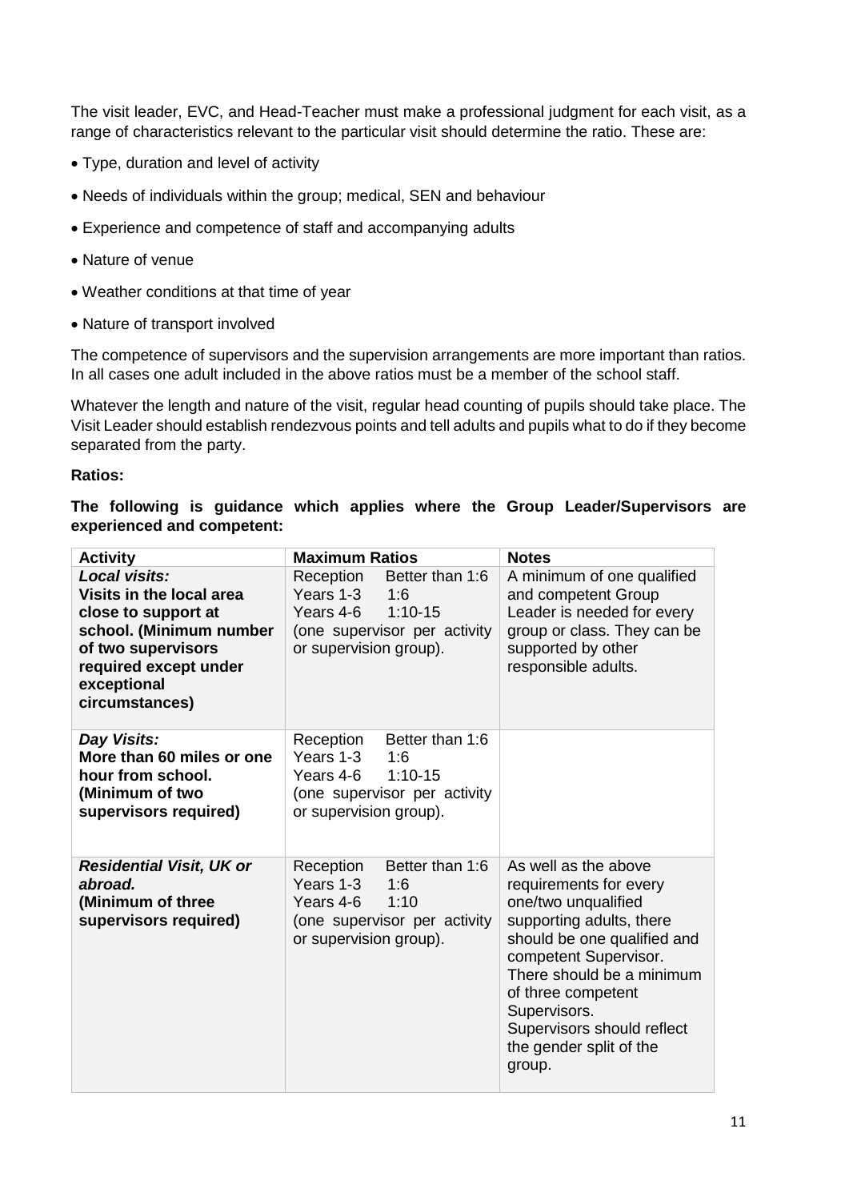The visit leader, EVC, and Head-Teacher must make a professional judgment for each visit, as a range of characteristics relevant to the particular visit should determine the ratio. These are:

- Type, duration and level of activity
- Needs of individuals within the group; medical, SEN and behaviour
- Experience and competence of staff and accompanying adults
- Nature of venue
- Weather conditions at that time of year
- Nature of transport involved

The competence of supervisors and the supervision arrangements are more important than ratios. In all cases one adult included in the above ratios must be a member of the school staff.

Whatever the length and nature of the visit, regular head counting of pupils should take place. The Visit Leader should establish rendezvous points and tell adults and pupils what to do if they become separated from the party.

**Ratios:**

**The following is guidance which applies where the Group Leader/Supervisors are experienced and competent:**

| Activity | Maximum Ratios | Notes |
|---|---|---|
| ***Local visits:*** **Visits in the local area close to support at school. (Minimum number of two supervisors required except under exceptional circumstances)** | Reception Better than 1:6<br>Years 1-3 1:6<br>Years 4-6 1:10-15<br>(one supervisor per activity or supervision group). | A minimum of one qualified and competent Group Leader is needed for every group or class. They can be supported by other responsible adults. |
| ***Day Visits:*** **More than 60 miles or one hour from school. (Minimum of two supervisors required)** | Reception Better than 1:6<br>Years 1-3 1:6<br>Years 4-6 1:10-15<br>(one supervisor per activity or supervision group). | |
| ***Residential Visit, UK or abroad.*** **(Minimum of three supervisors required)** | Reception Better than 1:6<br>Years 1-3 1:6<br>Years 4-6 1:10<br>(one supervisor per activity or supervision group). | As well as the above requirements for every one/two unqualified supporting adults, there should be one qualified and competent Supervisor. There should be a minimum of three competent Supervisors. Supervisors should reflect the gender split of the group. |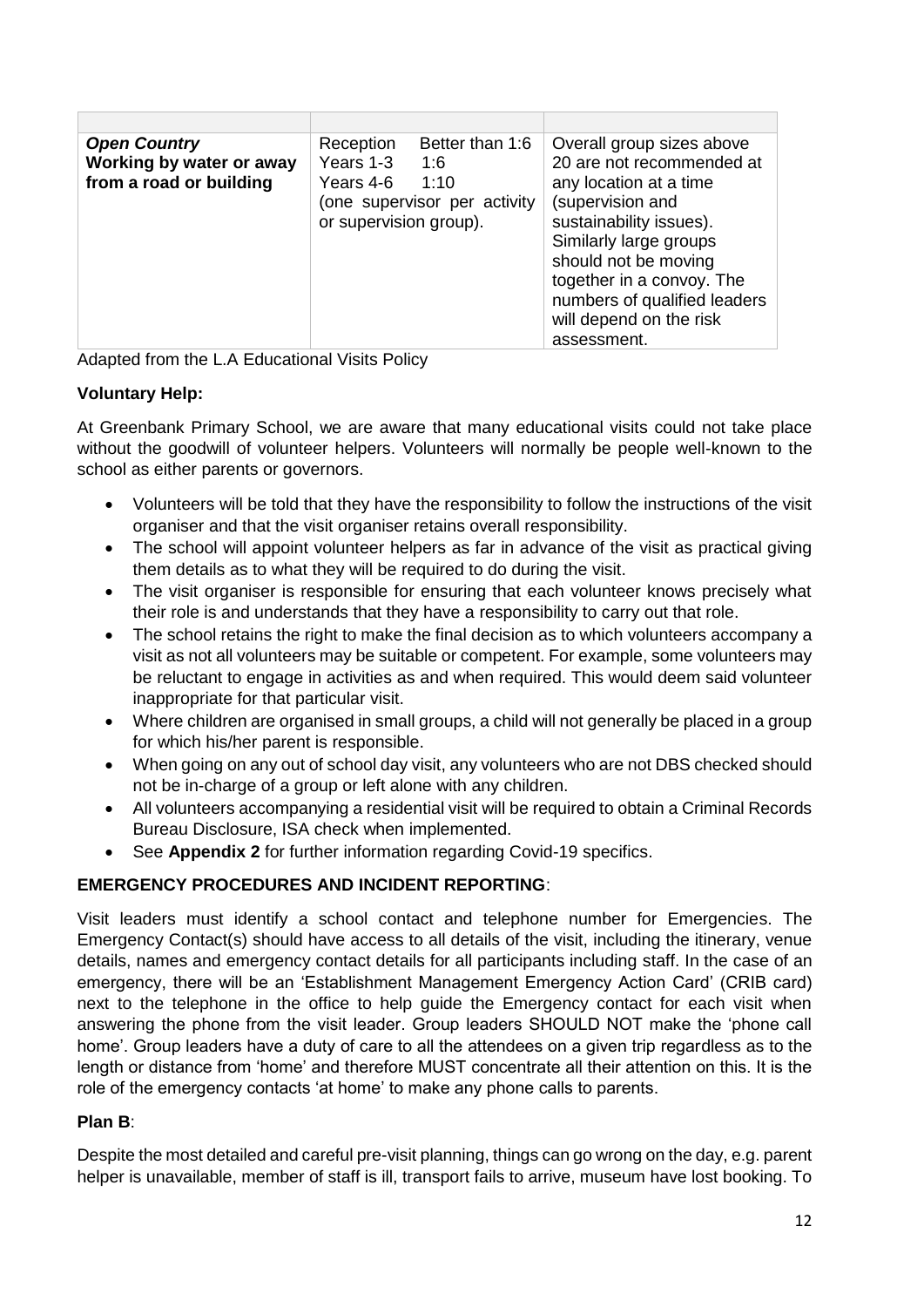| | | |
|---|---|---|
| ***Open Country*** **Working by water or away from a road or building** | Reception Better than 1:6<br>Years 1-3 1:6<br>Years 4-6 1:10<br>(one supervisor per activity or supervision group). | Overall group sizes above 20 are not recommended at any location at a time (supervision and sustainability issues). Similarly large groups should not be moving together in a convoy. The numbers of qualified leaders will depend on the risk assessment. |

Adapted from the L.A Educational Visits Policy

**Voluntary Help:**

At Greenbank Primary School, we are aware that many educational visits could not take place without the goodwill of volunteer helpers. Volunteers will normally be people well-known to the school as either parents or governors.

- Volunteers will be told that they have the responsibility to follow the instructions of the visit organiser and that the visit organiser retains overall responsibility.
- The school will appoint volunteer helpers as far in advance of the visit as practical giving them details as to what they will be required to do during the visit.
- The visit organiser is responsible for ensuring that each volunteer knows precisely what their role is and understands that they have a responsibility to carry out that role.
- The school retains the right to make the final decision as to which volunteers accompany a visit as not all volunteers may be suitable or competent. For example, some volunteers may be reluctant to engage in activities as and when required. This would deem said volunteer inappropriate for that particular visit.
- Where children are organised in small groups, a child will not generally be placed in a group for which his/her parent is responsible.
- When going on any out of school day visit, any volunteers who are not DBS checked should not be in-charge of a group or left alone with any children.
- All volunteers accompanying a residential visit will be required to obtain a Criminal Records Bureau Disclosure, ISA check when implemented.
- See **Appendix 2** for further information regarding Covid-19 specifics.

**EMERGENCY PROCEDURES AND INCIDENT REPORTING**:

Visit leaders must identify a school contact and telephone number for Emergencies. The Emergency Contact(s) should have access to all details of the visit, including the itinerary, venue details, names and emergency contact details for all participants including staff. In the case of an emergency, there will be an 'Establishment Management Emergency Action Card' (CRIB card) next to the telephone in the office to help guide the Emergency contact for each visit when answering the phone from the visit leader. Group leaders SHOULD NOT make the 'phone call home'. Group leaders have a duty of care to all the attendees on a given trip regardless as to the length or distance from 'home' and therefore MUST concentrate all their attention on this. It is the role of the emergency contacts 'at home' to make any phone calls to parents.

**Plan B**:

Despite the most detailed and careful pre-visit planning, things can go wrong on the day, e.g. parent helper is unavailable, member of staff is ill, transport fails to arrive, museum have lost booking. To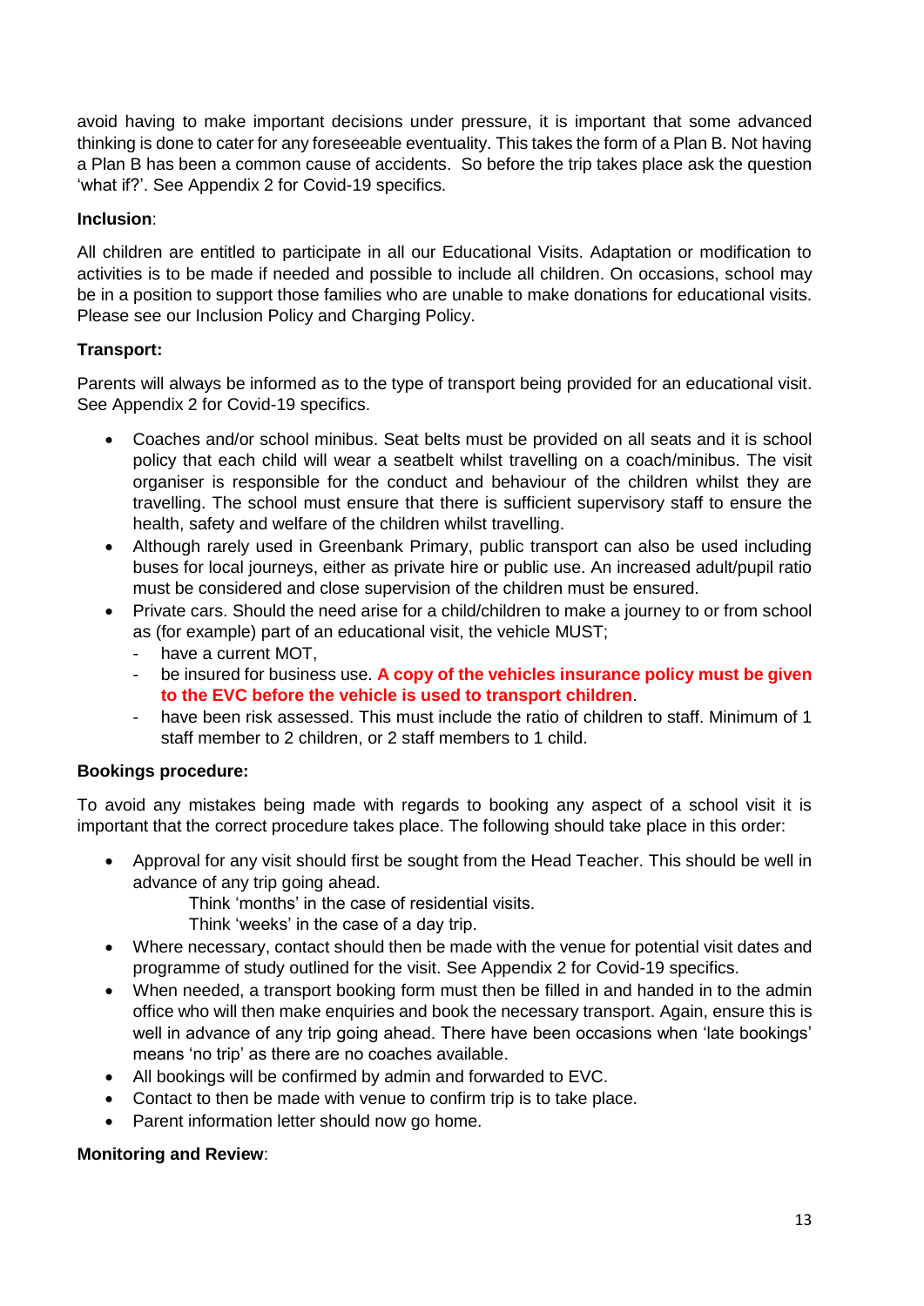avoid having to make important decisions under pressure, it is important that some advanced thinking is done to cater for any foreseeable eventuality. This takes the form of a Plan B. Not having a Plan B has been a common cause of accidents. So before the trip takes place ask the question 'what if?'. See Appendix 2 for Covid-19 specifics.

**Inclusion**:

All children are entitled to participate in all our Educational Visits. Adaptation or modification to activities is to be made if needed and possible to include all children. On occasions, school may be in a position to support those families who are unable to make donations for educational visits. Please see our Inclusion Policy and Charging Policy.

**Transport:**

Parents will always be informed as to the type of transport being provided for an educational visit. See Appendix 2 for Covid-19 specifics.

- Coaches and/or school minibus. Seat belts must be provided on all seats and it is school policy that each child will wear a seatbelt whilst travelling on a coach/minibus. The visit organiser is responsible for the conduct and behaviour of the children whilst they are travelling. The school must ensure that there is sufficient supervisory staff to ensure the health, safety and welfare of the children whilst travelling.
- Although rarely used in Greenbank Primary, public transport can also be used including buses for local journeys, either as private hire or public use. An increased adult/pupil ratio must be considered and close supervision of the children must be ensured.
- Private cars. Should the need arise for a child/children to make a journey to or from school as (for example) part of an educational visit, the vehicle MUST;
  - have a current MOT,
  - be insured for business use. **A copy of the vehicles insurance policy must be given to the EVC before the vehicle is used to transport children**.
  - have been risk assessed. This must include the ratio of children to staff. Minimum of 1 staff member to 2 children, or 2 staff members to 1 child.

**Bookings procedure:**

To avoid any mistakes being made with regards to booking any aspect of a school visit it is important that the correct procedure takes place. The following should take place in this order:

- Approval for any visit should first be sought from the Head Teacher. This should be well in advance of any trip going ahead.
  Think 'months' in the case of residential visits.
  Think 'weeks' in the case of a day trip.
- Where necessary, contact should then be made with the venue for potential visit dates and programme of study outlined for the visit. See Appendix 2 for Covid-19 specifics.
- When needed, a transport booking form must then be filled in and handed in to the admin office who will then make enquiries and book the necessary transport. Again, ensure this is well in advance of any trip going ahead. There have been occasions when 'late bookings' means 'no trip' as there are no coaches available.
- All bookings will be confirmed by admin and forwarded to EVC.
- Contact to then be made with venue to confirm trip is to take place.
- Parent information letter should now go home.

**Monitoring and Review**: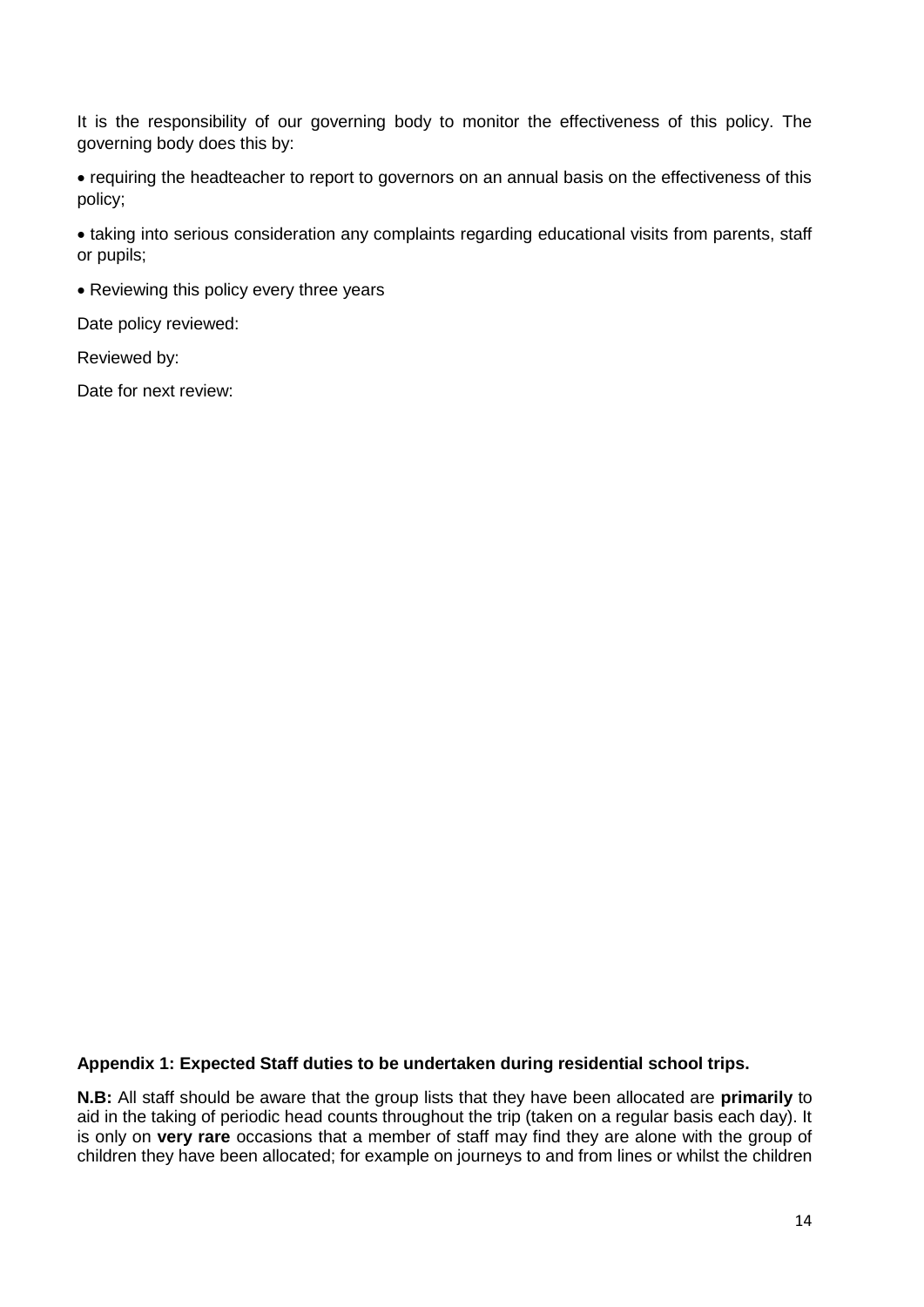It is the responsibility of our governing body to monitor the effectiveness of this policy. The governing body does this by:

- requiring the headteacher to report to governors on an annual basis on the effectiveness of this policy;
- taking into serious consideration any complaints regarding educational visits from parents, staff or pupils;
- Reviewing this policy every three years

Date policy reviewed:

Reviewed by:

Date for next review:

**Appendix 1: Expected Staff duties to be undertaken during residential school trips.**

**N.B:** All staff should be aware that the group lists that they have been allocated are **primarily** to aid in the taking of periodic head counts throughout the trip (taken on a regular basis each day). It is only on **very rare** occasions that a member of staff may find they are alone with the group of children they have been allocated; for example on journeys to and from lines or whilst the children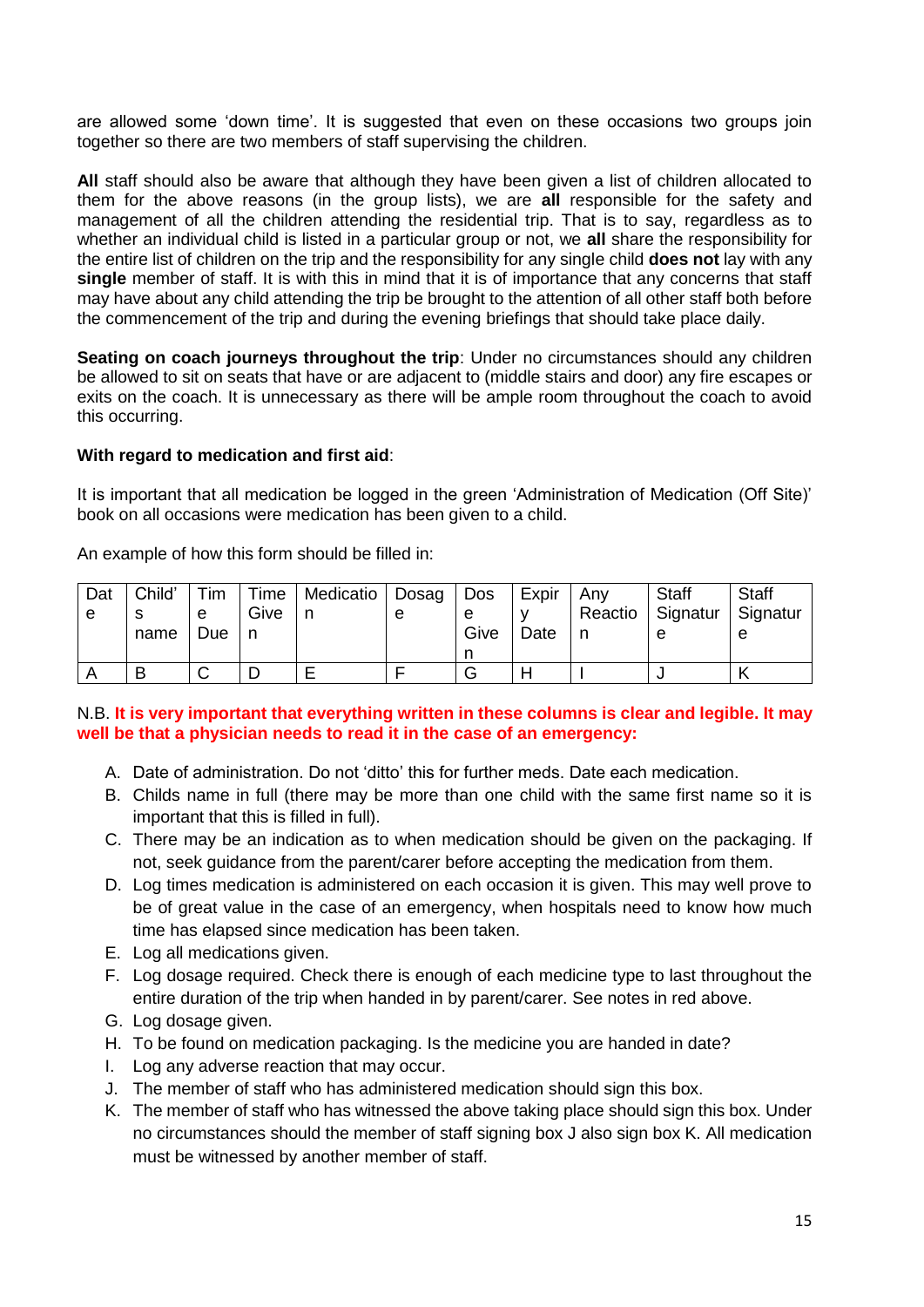are allowed some 'down time'. It is suggested that even on these occasions two groups join together so there are two members of staff supervising the children.

**All** staff should also be aware that although they have been given a list of children allocated to them for the above reasons (in the group lists), we are **all** responsible for the safety and management of all the children attending the residential trip. That is to say, regardless as to whether an individual child is listed in a particular group or not, we **all** share the responsibility for the entire list of children on the trip and the responsibility for any single child **does not** lay with any **single** member of staff. It is with this in mind that it is of importance that any concerns that staff may have about any child attending the trip be brought to the attention of all other staff both before the commencement of the trip and during the evening briefings that should take place daily.

**Seating on coach journeys throughout the trip**: Under no circumstances should any children be allowed to sit on seats that have or are adjacent to (middle stairs and door) any fire escapes or exits on the coach. It is unnecessary as there will be ample room throughout the coach to avoid this occurring.

**With regard to medication and first aid**:

It is important that all medication be logged in the green 'Administration of Medication (Off Site)' book on all occasions were medication has been given to a child.

An example of how this form should be filled in:

| Date | Child's name | Time Due | Time Given | Medication | Dosage | Dose Given | Expiry Date | Any Reaction | Staff Signature | Staff Signature |
|---|---|---|---|---|---|---|---|---|---|---|
| A | B | C | D | E | F | G | H | I | J | K |

N.B. **It is very important that everything written in these columns is clear and legible. It may well be that a physician needs to read it in the case of an emergency:**

A. Date of administration. Do not 'ditto' this for further meds. Date each medication.
B. Childs name in full (there may be more than one child with the same first name so it is important that this is filled in full).
C. There may be an indication as to when medication should be given on the packaging. If not, seek guidance from the parent/carer before accepting the medication from them.
D. Log times medication is administered on each occasion it is given. This may well prove to be of great value in the case of an emergency, when hospitals need to know how much time has elapsed since medication has been taken.
E. Log all medications given.
F. Log dosage required. Check there is enough of each medicine type to last throughout the entire duration of the trip when handed in by parent/carer. See notes in red above.
G. Log dosage given.
H. To be found on medication packaging. Is the medicine you are handed in date?
I. Log any adverse reaction that may occur.
J. The member of staff who has administered medication should sign this box.
K. The member of staff who has witnessed the above taking place should sign this box. Under no circumstances should the member of staff signing box J also sign box K. All medication must be witnessed by another member of staff.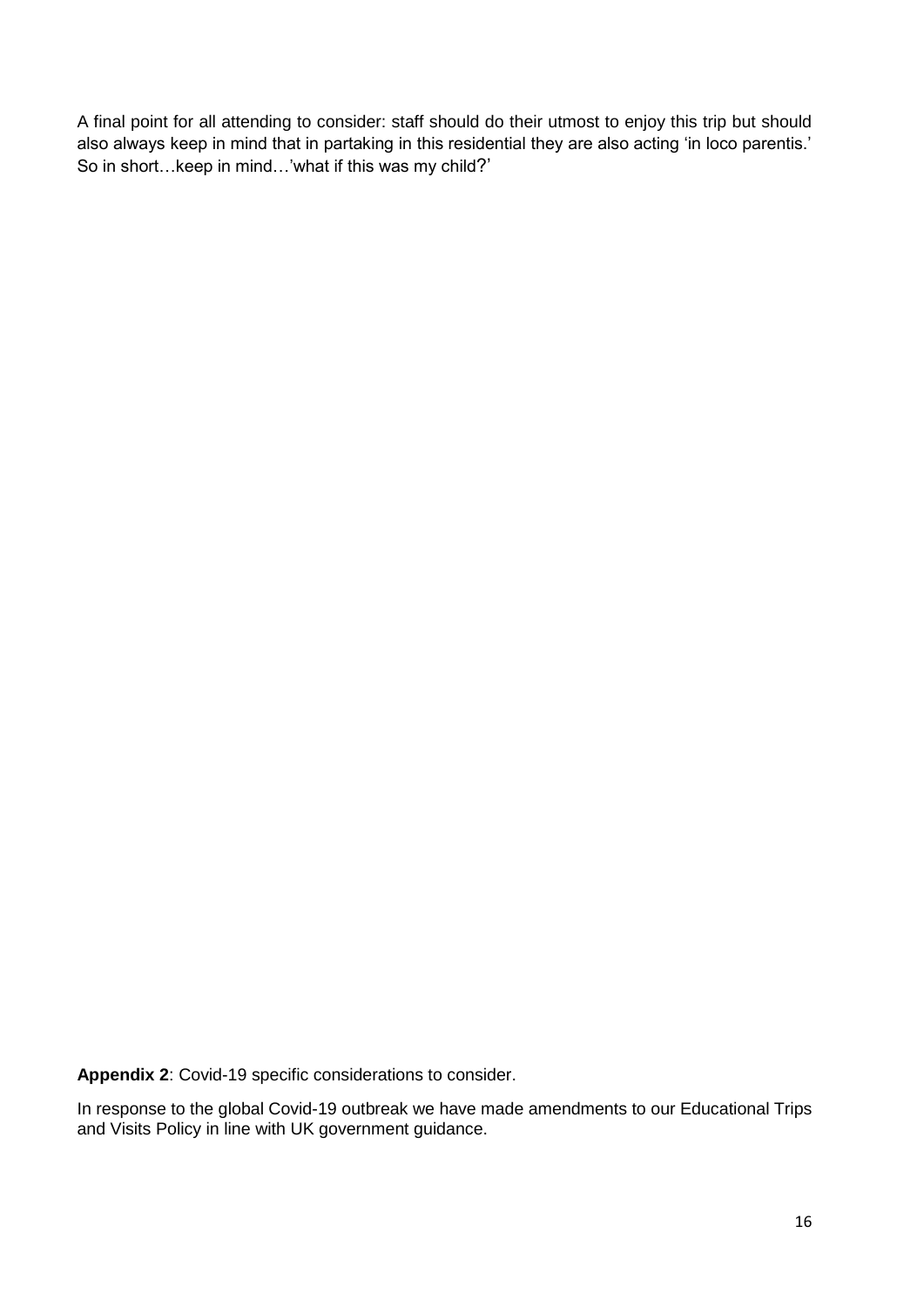A final point for all attending to consider: staff should do their utmost to enjoy this trip but should also always keep in mind that in partaking in this residential they are also acting 'in loco parentis.' So in short…keep in mind…'what if this was my child?'

**Appendix 2**: Covid-19 specific considerations to consider.

In response to the global Covid-19 outbreak we have made amendments to our Educational Trips and Visits Policy in line with UK government guidance.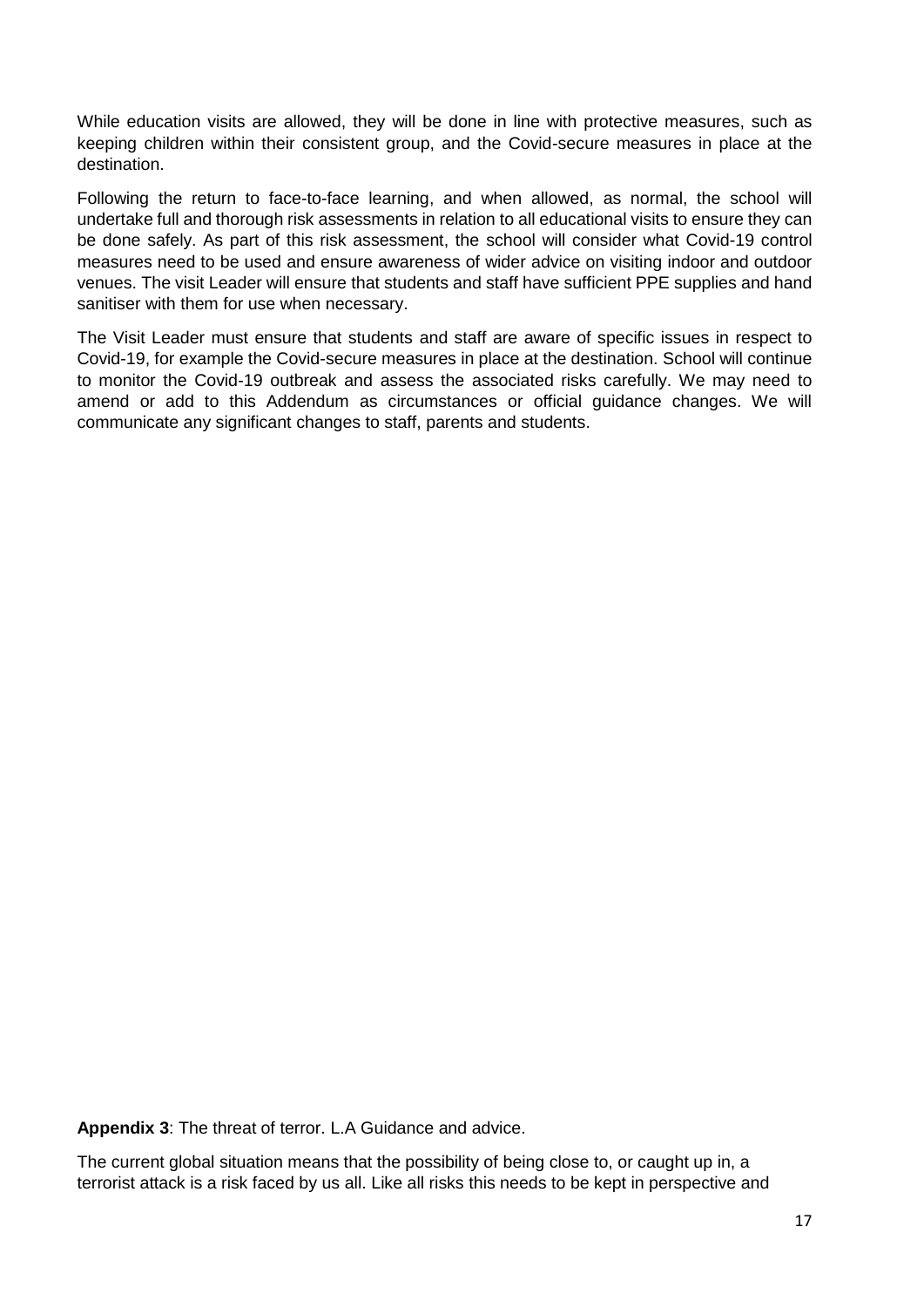While education visits are allowed, they will be done in line with protective measures, such as keeping children within their consistent group, and the Covid-secure measures in place at the destination.

Following the return to face-to-face learning, and when allowed, as normal, the school will undertake full and thorough risk assessments in relation to all educational visits to ensure they can be done safely. As part of this risk assessment, the school will consider what Covid-19 control measures need to be used and ensure awareness of wider advice on visiting indoor and outdoor venues. The visit Leader will ensure that students and staff have sufficient PPE supplies and hand sanitiser with them for use when necessary.

The Visit Leader must ensure that students and staff are aware of specific issues in respect to Covid-19, for example the Covid-secure measures in place at the destination. School will continue to monitor the Covid-19 outbreak and assess the associated risks carefully. We may need to amend or add to this Addendum as circumstances or official guidance changes. We will communicate any significant changes to staff, parents and students.

**Appendix 3**: The threat of terror. L.A Guidance and advice.

The current global situation means that the possibility of being close to, or caught up in, a terrorist attack is a risk faced by us all. Like all risks this needs to be kept in perspective and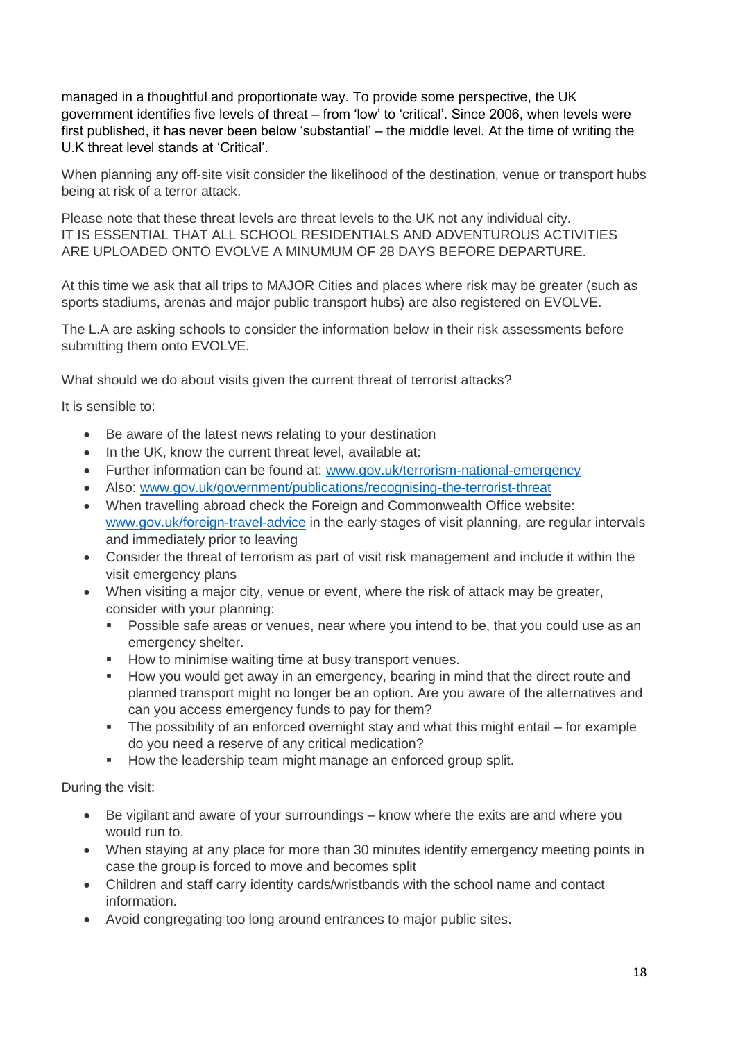managed in a thoughtful and proportionate way. To provide some perspective, the UK government identifies five levels of threat – from 'low' to 'critical'. Since 2006, when levels were first published, it has never been below 'substantial' – the middle level. At the time of writing the U.K threat level stands at 'Critical'.

When planning any off-site visit consider the likelihood of the destination, venue or transport hubs being at risk of a terror attack.

Please note that these threat levels are threat levels to the UK not any individual city.
IT IS ESSENTIAL THAT ALL SCHOOL RESIDENTIALS AND ADVENTUROUS ACTIVITIES ARE UPLOADED ONTO EVOLVE A MINUMUM OF 28 DAYS BEFORE DEPARTURE.

At this time we ask that all trips to MAJOR Cities and places where risk may be greater (such as sports stadiums, arenas and major public transport hubs) are also registered on EVOLVE.

The L.A are asking schools to consider the information below in their risk assessments before submitting them onto EVOLVE.

What should we do about visits given the current threat of terrorist attacks?

It is sensible to:

- Be aware of the latest news relating to your destination
- In the UK, know the current threat level, available at:
- Further information can be found at: [www.gov.uk/terrorism-national-emergency](www.gov.uk/terrorism-national-emergency)
- Also: [www.gov.uk/government/publications/recognising-the-terrorist-threat](www.gov.uk/government/publications/recognising-the-terrorist-threat)
- When travelling abroad check the Foreign and Commonwealth Office website: [www.gov.uk/foreign-travel-advice](www.gov.uk/foreign-travel-advice) in the early stages of visit planning, are regular intervals and immediately prior to leaving
- Consider the threat of terrorism as part of visit risk management and include it within the visit emergency plans
- When visiting a major city, venue or event, where the risk of attack may be greater, consider with your planning:
  - Possible safe areas or venues, near where you intend to be, that you could use as an emergency shelter.
  - How to minimise waiting time at busy transport venues.
  - How you would get away in an emergency, bearing in mind that the direct route and planned transport might no longer be an option. Are you aware of the alternatives and can you access emergency funds to pay for them?
  - The possibility of an enforced overnight stay and what this might entail – for example do you need a reserve of any critical medication?
  - How the leadership team might manage an enforced group split.

During the visit:

- Be vigilant and aware of your surroundings – know where the exits are and where you would run to.
- When staying at any place for more than 30 minutes identify emergency meeting points in case the group is forced to move and becomes split
- Children and staff carry identity cards/wristbands with the school name and contact information.
- Avoid congregating too long around entrances to major public sites.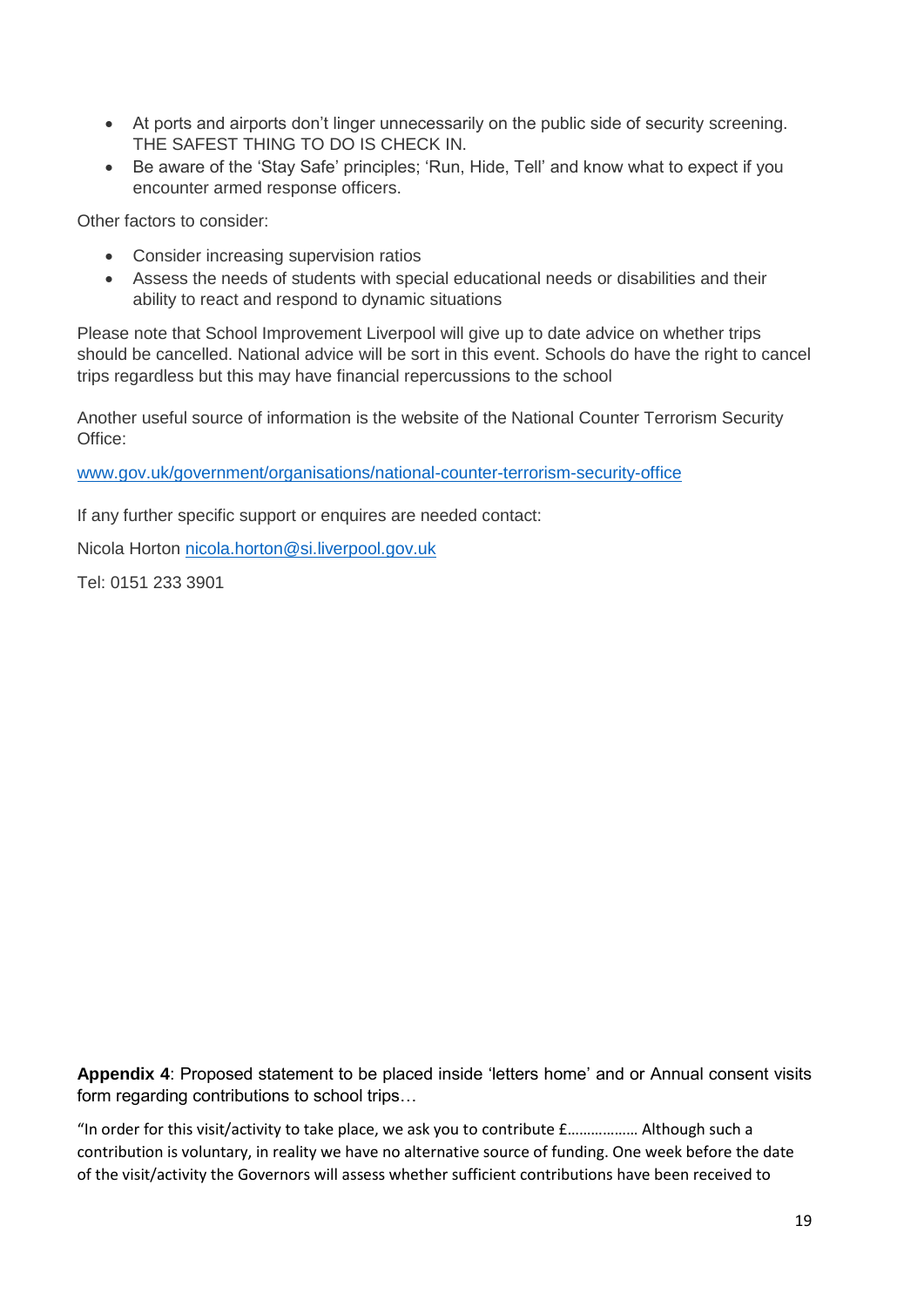- At ports and airports don't linger unnecessarily on the public side of security screening. THE SAFEST THING TO DO IS CHECK IN.
- Be aware of the 'Stay Safe' principles; 'Run, Hide, Tell' and know what to expect if you encounter armed response officers.

Other factors to consider:

- Consider increasing supervision ratios
- Assess the needs of students with special educational needs or disabilities and their ability to react and respond to dynamic situations

Please note that School Improvement Liverpool will give up to date advice on whether trips should be cancelled. National advice will be sort in this event. Schools do have the right to cancel trips regardless but this may have financial repercussions to the school

Another useful source of information is the website of the National Counter Terrorism Security Office:

[www.gov.uk/government/organisations/national-counter-terrorism-security-office](www.gov.uk/government/organisations/national-counter-terrorism-security-office)

If any further specific support or enquires are needed contact:

Nicola Horton [nicola.horton@si.liverpool.gov.uk](mailto:nicola.horton@si.liverpool.gov.uk)

Tel: 0151 233 3901

**Appendix 4**: Proposed statement to be placed inside 'letters home' and or Annual consent visits form regarding contributions to school trips…

"In order for this visit/activity to take place, we ask you to contribute £……………… Although such a contribution is voluntary, in reality we have no alternative source of funding. One week before the date of the visit/activity the Governors will assess whether sufficient contributions have been received to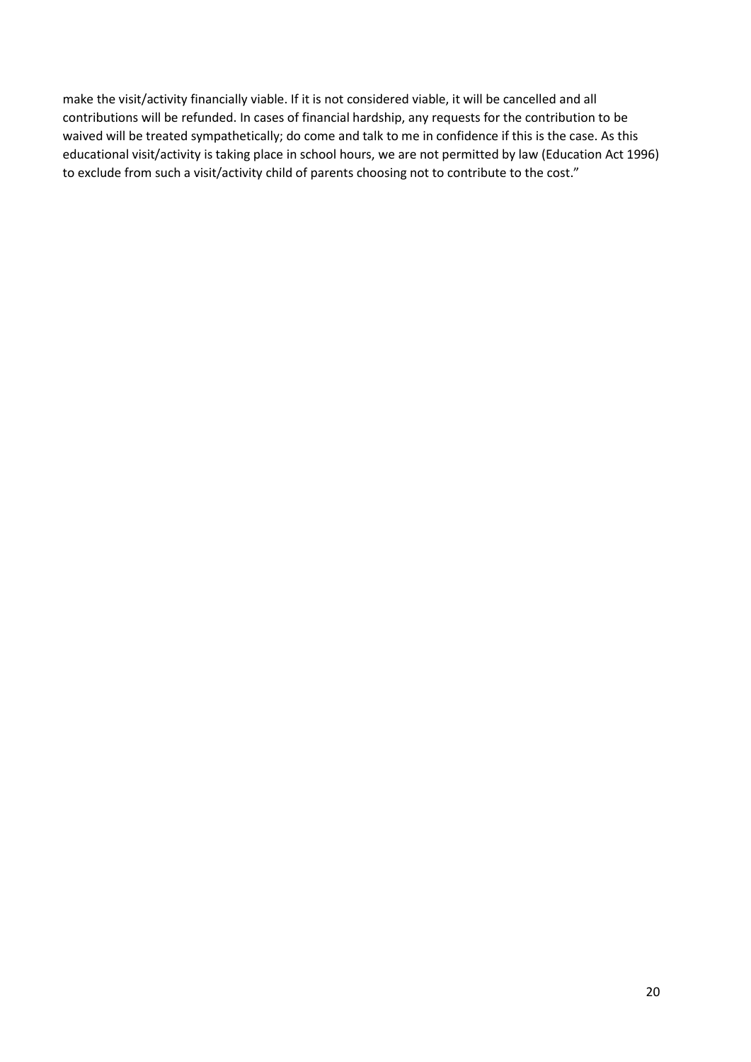make the visit/activity financially viable. If it is not considered viable, it will be cancelled and all contributions will be refunded. In cases of financial hardship, any requests for the contribution to be waived will be treated sympathetically; do come and talk to me in confidence if this is the case. As this educational visit/activity is taking place in school hours, we are not permitted by law (Education Act 1996) to exclude from such a visit/activity child of parents choosing not to contribute to the cost."